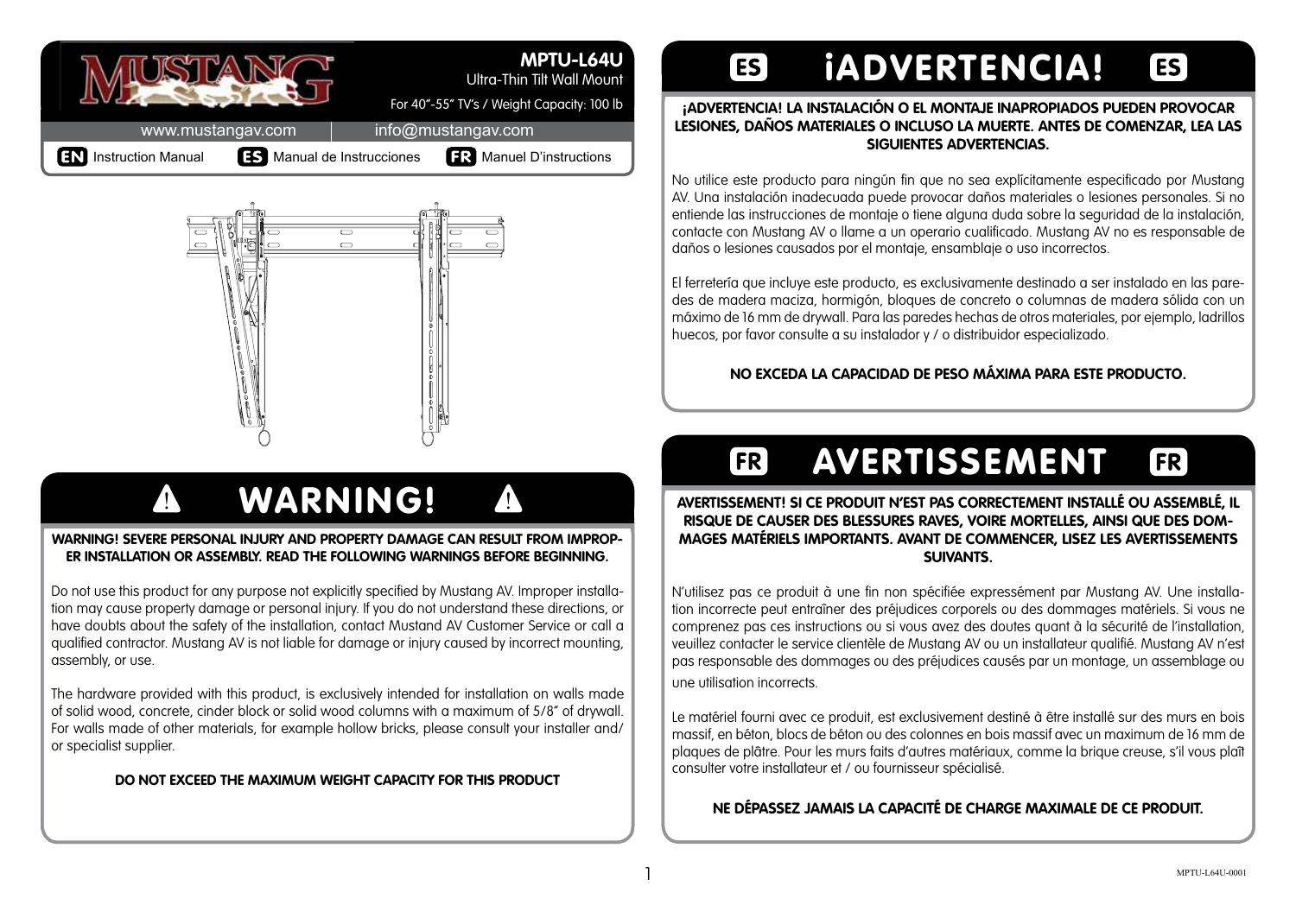# MUSTANG

**MPTU-L64U**

Ultra-Thin Tilt Wall Mount

For 40"-55" TV's / Weight Capacity: 100 lb

www.mustangav.com | info@mustangav.com

**EN** Instruction Manual **ES** Manual de Instrucciones **FR** Manuel D'instructions

## ⚠ WARNING! ⚠

**WARNING! SEVERE PERSONAL INJURY AND PROPERTY DAMAGE CAN RESULT FROM IMPROPER INSTALLATION OR ASSEMBLY. READ THE FOLLOWING WARNINGS BEFORE BEGINNING.**

Do not use this product for any purpose not explicitly specified by Mustang AV. Improper installation may cause property damage or personal injury. If you do not understand these directions, or have doubts about the safety of the installation, contact Mustand AV Customer Service or call a qualified contractor. Mustang AV is not liable for damage or injury caused by incorrect mounting, assembly, or use.

The hardware provided with this product, is exclusively intended for installation on walls made of solid wood, concrete, cinder block or solid wood columns with a maximum of 5/8" of drywall. For walls made of other materials, for example hollow bricks, please consult your installer and/or specialist supplier.

**DO NOT EXCEED THE MAXIMUM WEIGHT CAPACITY FOR THIS PRODUCT**

## ES ¡ADVERTENCIA! ES

**¡ADVERTENCIA! LA INSTALACIÓN O EL MONTAJE INAPROPIADOS PUEDEN PROVOCAR LESIONES, DAÑOS MATERIALES O INCLUSO LA MUERTE. ANTES DE COMENZAR, LEA LAS SIGUIENTES ADVERTENCIAS.**

No utilice este producto para ningún fin que no sea explícitamente especificado por Mustang AV. Una instalación inadecuada puede provocar daños materiales o lesiones personales. Si no entiende las instrucciones de montaje o tiene alguna duda sobre la seguridad de la instalación, contacte con Mustang AV o llame a un operario cualificado. Mustang AV no es responsable de daños o lesiones causados por el montaje, ensamblaje o uso incorrectos.

El ferretería que incluye este producto, es exclusivamente destinado a ser instalado en las paredes de madera maciza, hormigón, bloques de concreto o columnas de madera sólida con un máximo de 16 mm de drywall. Para las paredes hechas de otros materiales, por ejemplo, ladrillos huecos, por favor consulte a su instalador y / o distribuidor especializado.

**NO EXCEDA LA CAPACIDAD DE PESO MÁXIMA PARA ESTE PRODUCTO.**

## FR AVERTISSEMENT FR

**AVERTISSEMENT! SI CE PRODUIT N'EST PAS CORRECTEMENT INSTALLÉ OU ASSEMBLÉ, IL RISQUE DE CAUSER DES BLESSURES RAVES, VOIRE MORTELLES, AINSI QUE DES DOMMAGES MATÉRIELS IMPORTANTS. AVANT DE COMMENCER, LISEZ LES AVERTISSEMENTS SUIVANTS.**

N'utilisez pas ce produit à une fin non spécifiée expressément par Mustang AV. Une installation incorrecte peut entraîner des préjudices corporels ou des dommages matériels. Si vous ne comprenez pas ces instructions ou si vous avez des doutes quant à la sécurité de l'installation, veuillez contacter le service clientèle de Mustang AV ou un installateur qualifié. Mustang AV n'est pas responsable des dommages ou des préjudices causés par un montage, un assemblage ou une utilisation incorrects.

Le matériel fourni avec ce produit, est exclusivement destiné à être installé sur des murs en bois massif, en béton, blocs de béton ou des colonnes en bois massif avec un maximum de 16 mm de plaques de plâtre. Pour les murs faits d'autres matériaux, comme la brique creuse, s'il vous plaît consulter votre installateur et / ou fournisseur spécialisé.

**NE DÉPASSEZ JAMAIS LA CAPACITÉ DE CHARGE MAXIMALE DE CE PRODUIT.**

MPTU-L64U-0001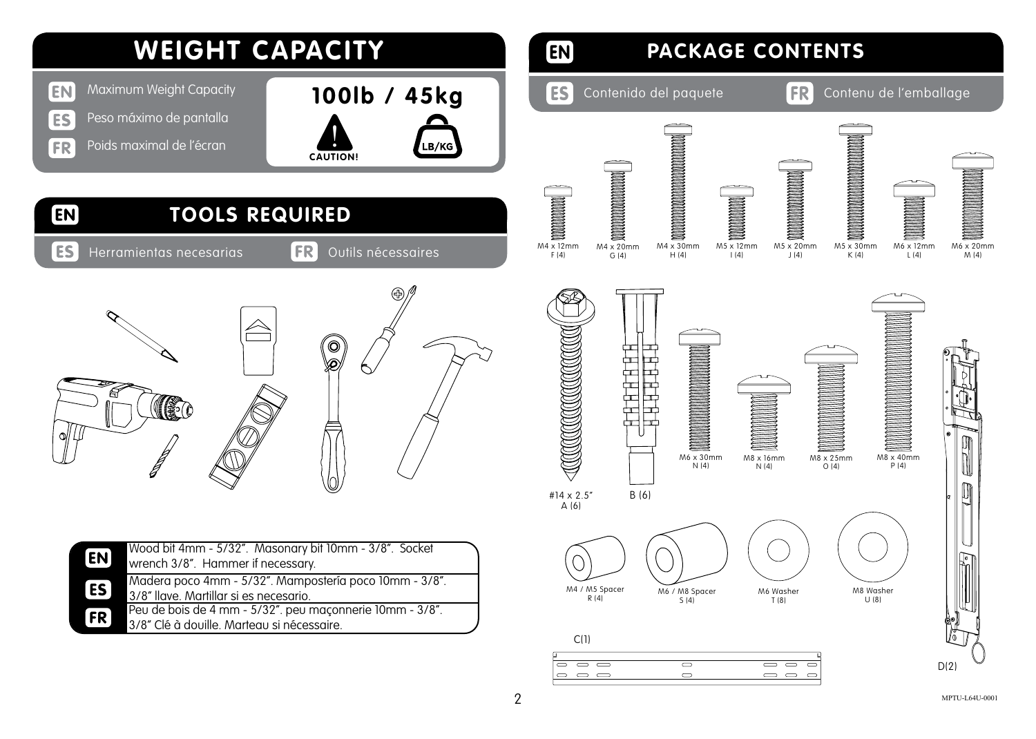## WEIGHT CAPACITY

| | | |
|---|---|---|
| EN | Maximum Weight Capacity | **100lb / 45kg** |
| ES | Peso máximo de pantalla | |
| FR | Poids maximal de l'écran | |

CAUTION!

LB/KG

## EN PACKAGE CONTENTS

ES Contenido del paquete FR Contenu de l'emballage

- M4 x 12mm F (4)
- M4 x 20mm G (4)
- M4 x 30mm H (4)
- M5 x 12mm I (4)
- M5 x 20mm J (4)
- M5 x 30mm K (4)
- M6 x 12mm L (4)
- M6 x 20mm M (4)
- #14 x 2.5" A (6)
- B (6)
- M6 x 30mm N (4)
- M8 x 16mm N (4)
- M8 x 25mm O (4)
- M8 x 40mm P (4)
- M4 / M5 Spacer R (4)
- M6 / M8 Spacer S (4)
- M6 Washer T (8)
- M8 Washer U (8)
- C(1)
- D(2)

## EN TOOLS REQUIRED

ES Herramientas necesarias FR Outils nécessaires

| | |
|---|---|
| EN | Wood bit 4mm - 5/32". Masonary bit 10mm - 3/8". Socket wrench 3/8". Hammer if necessary. |
| ES | Madera poco 4mm - 5/32". Mampostería poco 10mm - 3/8". 3/8" llave. Martillar si es necesario. |
| FR | Peu de bois de 4 mm - 5/32". peu maçonnerie 10mm - 3/8". 3/8" Clé à douille. Marteau si nécessaire. |

MPTU-L64U-0001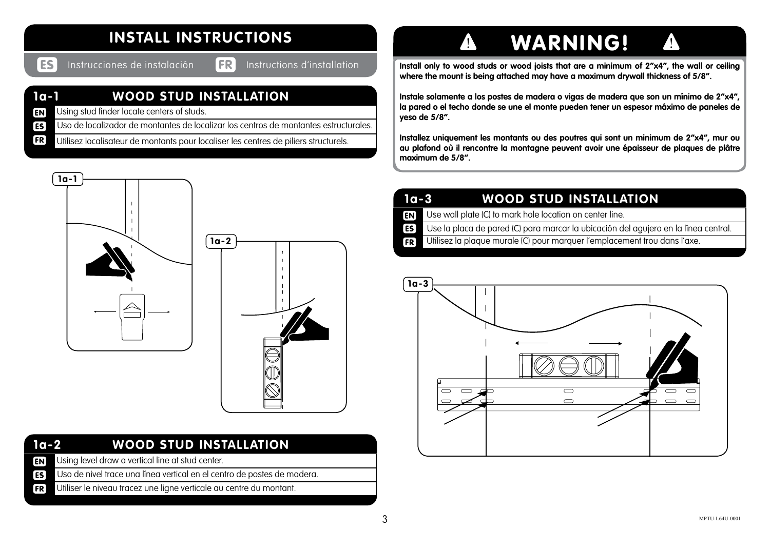# INSTALL INSTRUCTIONS

**ES** Instrucciones de instalación **FR** Instructions d'installation

## 1a-1 WOOD STUD INSTALLATION

| | |
|---|---|
| EN | Using stud finder locate centers of studs. |
| ES | Uso de localizador de montantes de localizar los centros de montantes estructurales. |
| FR | Utilisez localisateur de montants pour localiser les centres de piliers structurels. |

1a-1

1a-2

## 1a-2 WOOD STUD INSTALLATION

| | |
|---|---|
| EN | Using level draw a vertical line at stud center. |
| ES | Uso de nivel trace una línea vertical en el centro de postes de madera. |
| FR | Utiliser le niveau tracez une ligne verticale au centre du montant. |

# ⚠ WARNING! ⚠

**Install only to wood studs or wood joists that are a minimum of 2"x4", the wall or ceiling where the mount is being attached may have a maximum drywall thickness of 5/8".**

**Instale solamente a los postes de madera o vigas de madera que son un mínimo de 2"x4", la pared o el techo donde se une el monte pueden tener un espesor máximo de paneles de yeso de 5/8".**

**Installez uniquement les montants ou des poutres qui sont un minimum de 2"x4", mur ou au plafond où il rencontre la montagne peuvent avoir une épaisseur de plaques de plâtre maximum de 5/8".**

## 1a-3 WOOD STUD INSTALLATION

| | |
|---|---|
| EN | Use wall plate (C) to mark hole location on center line. |
| ES | Use la placa de pared (C) para marcar la ubicación del agujero en la línea central. |
| FR | Utilisez la plaque murale (C) pour marquer l'emplacement trou dans l'axe. |

1a-3

MPTU-L64U-0001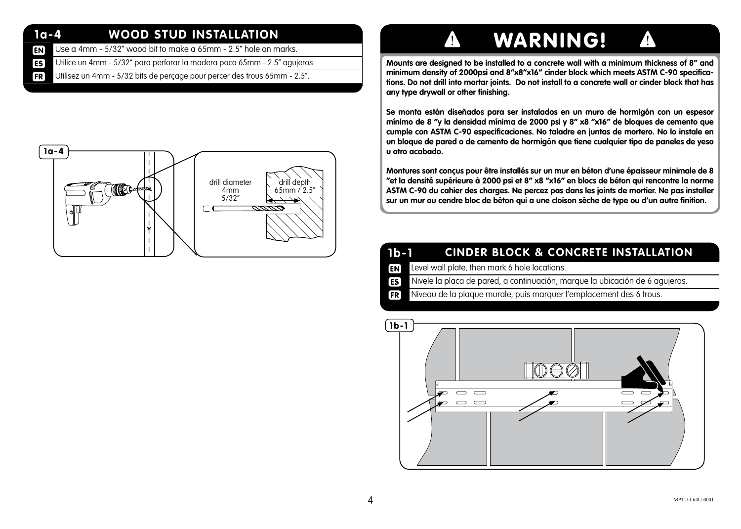## 1a-4 WOOD STUD INSTALLATION

**EN** Use a 4mm - 5/32" wood bit to make a 65mm - 2.5" hole on marks.

**ES** Utilice un 4mm - 5/32" para perforar la madera poco 65mm - 2.5" agujeros.

**FR** Utilisez un 4mm - 5/32 bits de perçage pour percer des trous 65mm - 2.5".

1a-4

drill diameter 4mm 5/32"

drill depth 65mm / 2.5"

## WARNING!

**Mounts are designed to be installed to a concrete wall with a minimum thickness of 8" and minimum density of 2000psi and 8"x8"x16" cinder block which meets ASTM C-90 specifications. Do not drill into mortar joints. Do not install to a concrete wall or cinder block that has any type drywall or other finishing.**

**Se monta están diseñados para ser instalados en un muro de hormigón con un espesor mínimo de 8 "y la densidad mínima de 2000 psi y 8" x8 "x16" de bloques de cemento que cumple con ASTM C-90 especificaciones. No taladre en juntas de mortero. No lo instale en un bloque de pared o de cemento de hormigón que tiene cualquier tipo de paneles de yeso u otro acabado.**

**Montures sont conçus pour être installés sur un mur en béton d'une épaisseur minimale de 8 "et la densité supérieure à 2000 psi et 8" x8 "x16" en blocs de béton qui rencontre la norme ASTM C-90 du cahier des charges. Ne percez pas dans les joints de mortier. Ne pas installer sur un mur ou cendre bloc de béton qui a une cloison sèche de type ou d'un autre finition.**

## 1b-1 CINDER BLOCK & CONCRETE INSTALLATION

**EN** Level wall plate, then mark 6 hole locations.

**ES** Nivele la placa de pared, a continuación, marque la ubicación de 6 agujeros.

**FR** Niveau de la plaque murale, puis marquer l'emplacement des 6 trous.

1b-1

MPTU-L64U-0001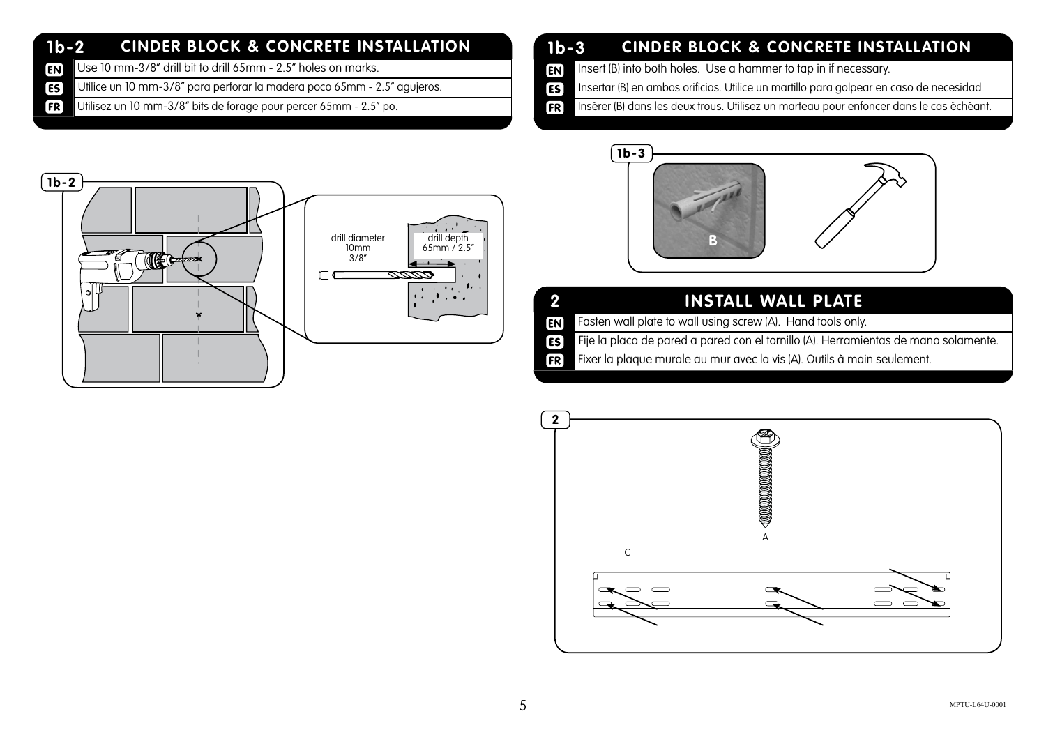## 1b-2 CINDER BLOCK & CONCRETE INSTALLATION

**EN** Use 10 mm-3/8" drill bit to drill 65mm - 2.5" holes on marks.

**ES** Utilice un 10 mm-3/8" para perforar la madera poco 65mm - 2.5" agujeros.

**FR** Utilisez un 10 mm-3/8" bits de forage pour percer 65mm - 2.5" po.

1b-2

drill diameter 10mm 3/8"

drill depth 65mm / 2.5"

## 1b-3 CINDER BLOCK & CONCRETE INSTALLATION

**EN** Insert (B) into both holes. Use a hammer to tap in if necessary.

**ES** Insertar (B) en ambos orificios. Utilice un martillo para golpear en caso de necesidad.

**FR** Insérer (B) dans les deux trous. Utilisez un marteau pour enfoncer dans le cas échéant.

1b-3

B

## 2 INSTALL WALL PLATE

**EN** Fasten wall plate to wall using screw (A). Hand tools only.

**ES** Fije la placa de pared a pared con el tornillo (A). Herramientas de mano solamente.

**FR** Fixer la plaque murale au mur avec la vis (A). Outils à main seulement.

2

A

C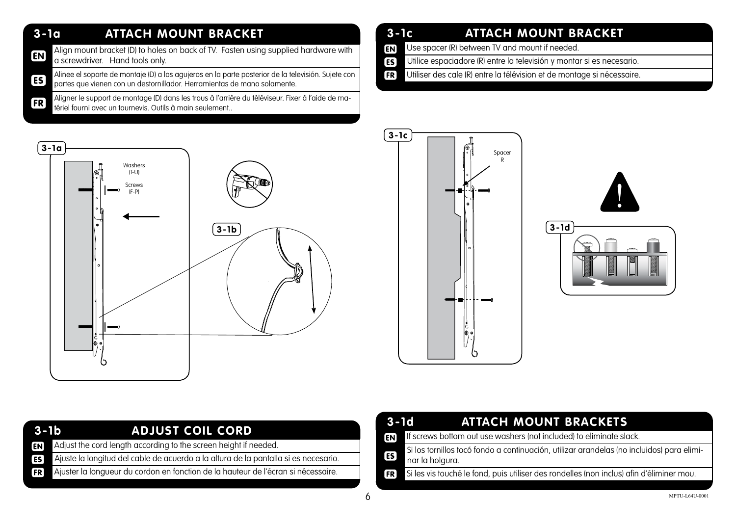## 3-1a ATTACH MOUNT BRACKET

**EN** Align mount bracket (D) to holes on back of TV. Fasten using supplied hardware with a screwdriver. Hand tools only.

**ES** Alinee el soporte de montaje (D) a los agujeros en la parte posterior de la televisión. Sujete con partes que vienen con un destornillador. Herramientas de mano solamente.

**FR** Aligner le support de montage (D) dans les trous à l'arrière du téléviseur. Fixer à l'aide de matériel fourni avec un tournevis. Outils à main seulement..

3-1a

Washers (T-U)

Screws (F-P)

3-1b

## 3-1b ADJUST COIL CORD

**EN** Adjust the cord length according to the screen height if needed.

**ES** Ajuste la longitud del cable de acuerdo a la altura de la pantalla si es necesario.

**FR** Ajuster la longueur du cordon en fonction de la hauteur de l'écran si nécessaire.

## 3-1c ATTACH MOUNT BRACKET

**EN** Use spacer (R) between TV and mount if needed.

**ES** Utilice espaciadore (R) entre la televisión y montar si es necesario.

**FR** Utiliser des cale (R) entre la télévision et de montage si nécessaire.

3-1c

Spacer R

3-1d

## 3-1d ATTACH MOUNT BRACKETS

**EN** If screws bottom out use washers (not included) to eliminate slack.

**ES** Si los tornillos tocó fondo a continuación, utilizar arandelas (no incluidos) para eliminar la holgura.

**FR** Si les vis touché le fond, puis utiliser des rondelles (non inclus) afin d'éliminer mou.

MPTU-L64U-0001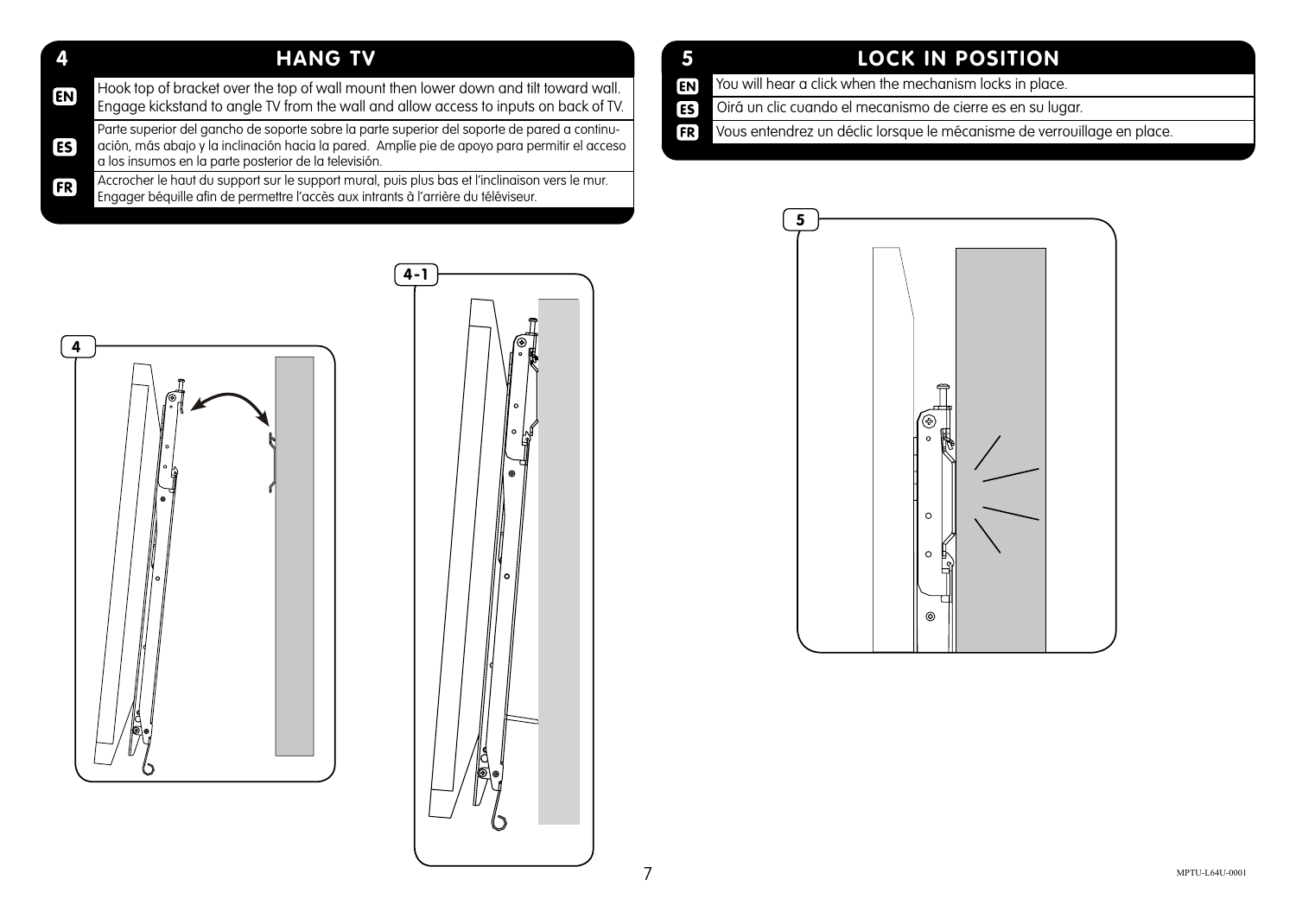## 4 HANG TV

**EN** Hook top of bracket over the top of wall mount then lower down and tilt toward wall. Engage kickstand to angle TV from the wall and allow access to inputs on back of TV.

**ES** Parte superior del gancho de soporte sobre la parte superior del soporte de pared a continuación, más abajo y la inclinación hacia la pared. Amplíe pie de apoyo para permitir el acceso a los insumos en la parte posterior de la televisión.

**FR** Accrocher le haut du support sur le support mural, puis plus bas et l'inclinaison vers le mur. Engager béquille afin de permettre l'accès aux intrants à l'arrière du téléviseur.

4

4-1

## 5 LOCK IN POSITION

**EN** You will hear a click when the mechanism locks in place.

**ES** Oirá un clic cuando el mecanismo de cierre es en su lugar.

**FR** Vous entendrez un déclic lorsque le mécanisme de verrouillage en place.

5

MPTU-L64U-0001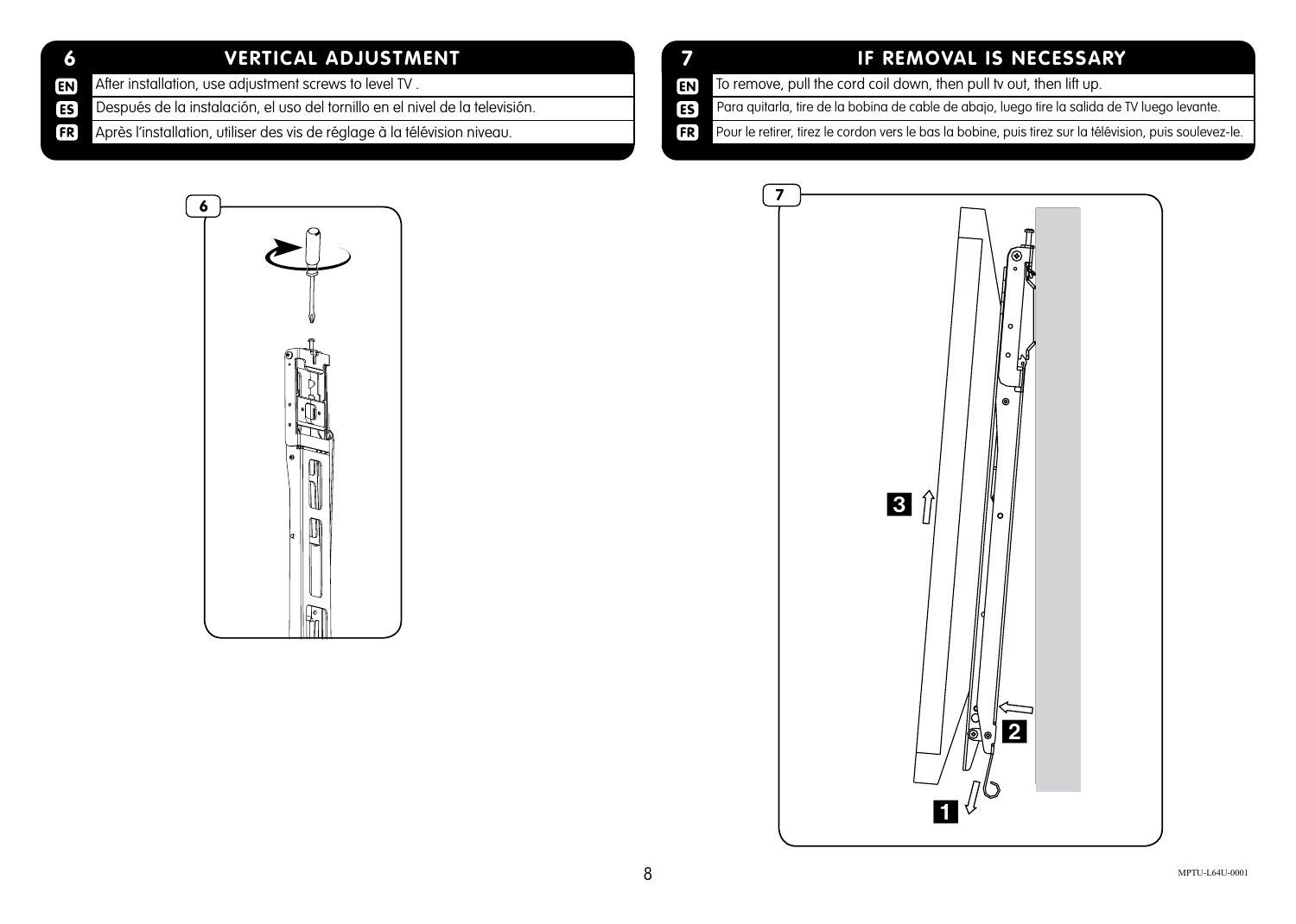## 6 VERTICAL ADJUSTMENT

**EN** After installation, use adjustment screws to level TV .

**ES** Después de la instalación, el uso del tornillo en el nivel de la televisión.

**FR** Après l'installation, utiliser des vis de réglage à la télévision niveau.

## 7 IF REMOVAL IS NECESSARY

**EN** To remove, pull the cord coil down, then pull tv out, then lift up.

**ES** Para quitarla, tire de la bobina de cable de abajo, luego tire la salida de TV luego levante.

**FR** Pour le retirer, tirez le cordon vers le bas la bobine, puis tirez sur la télévision, puis soulevez-le.

MPTU-L64U-0001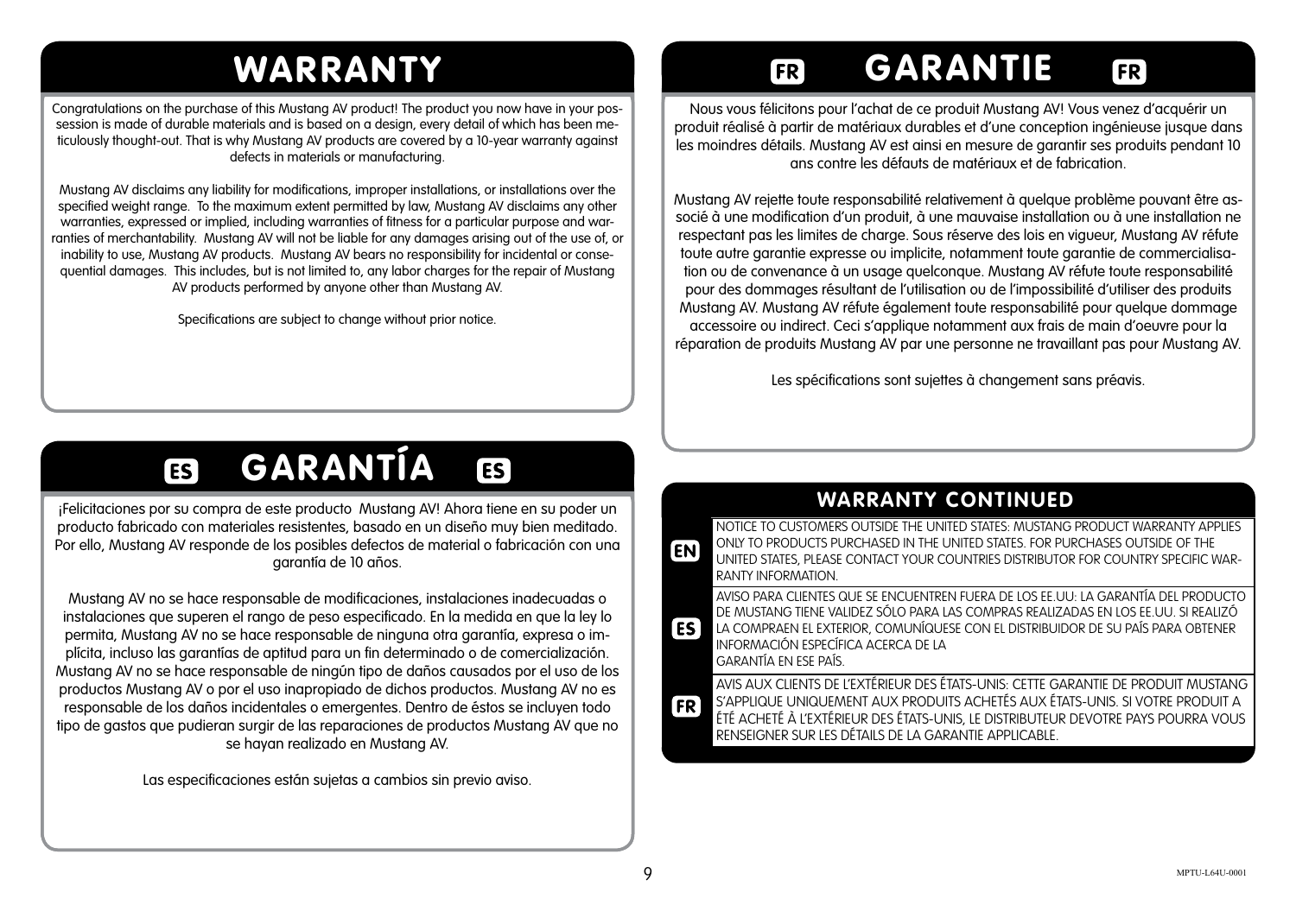# WARRANTY

Congratulations on the purchase of this Mustang AV product! The product you now have in your possession is made of durable materials and is based on a design, every detail of which has been meticulously thought-out. That is why Mustang AV products are covered by a 10-year warranty against defects in materials or manufacturing.

Mustang AV disclaims any liability for modifications, improper installations, or installations over the specified weight range. To the maximum extent permitted by law, Mustang AV disclaims any other warranties, expressed or implied, including warranties of fitness for a particular purpose and warranties of merchantability. Mustang AV will not be liable for any damages arising out of the use of, or inability to use, Mustang AV products. Mustang AV bears no responsibility for incidental or consequential damages. This includes, but is not limited to, any labor charges for the repair of Mustang AV products performed by anyone other than Mustang AV.

Specifications are subject to change without prior notice.

# GARANTÍA

¡Felicitaciones por su compra de este producto Mustang AV! Ahora tiene en su poder un producto fabricado con materiales resistentes, basado en un diseño muy bien meditado. Por ello, Mustang AV responde de los posibles defectos de material o fabricación con una garantía de 10 años.

Mustang AV no se hace responsable de modificaciones, instalaciones inadecuadas o instalaciones que superen el rango de peso especificado. En la medida en que la ley lo permita, Mustang AV no se hace responsable de ninguna otra garantía, expresa o implícita, incluso las garantías de aptitud para un fin determinado o de comercialización. Mustang AV no se hace responsable de ningún tipo de daños causados por el uso de los productos Mustang AV o por el uso inapropiado de dichos productos. Mustang AV no es responsable de los daños incidentales o emergentes. Dentro de éstos se incluyen todo tipo de gastos que pudieran surgir de las reparaciones de productos Mustang AV que no se hayan realizado en Mustang AV.

Las especificaciones están sujetas a cambios sin previo aviso.

# GARANTIE

Nous vous félicitons pour l'achat de ce produit Mustang AV! Vous venez d'acquérir un produit réalisé à partir de matériaux durables et d'une conception ingénieuse jusque dans les moindres détails. Mustang AV est ainsi en mesure de garantir ses produits pendant 10 ans contre les défauts de matériaux et de fabrication.

Mustang AV rejette toute responsabilité relativement à quelque problème pouvant être associé à une modification d'un produit, à une mauvaise installation ou à une installation ne respectant pas les limites de charge. Sous réserve des lois en vigueur, Mustang AV réfute toute autre garantie expresse ou implicite, notamment toute garantie de commercialisation ou de convenance à un usage quelconque. Mustang AV réfute toute responsabilité pour des dommages résultant de l'utilisation ou de l'impossibilité d'utiliser des produits Mustang AV. Mustang AV réfute également toute responsabilité pour quelque dommage accessoire ou indirect. Ceci s'applique notamment aux frais de main d'oeuvre pour la réparation de produits Mustang AV par une personne ne travaillant pas pour Mustang AV.

Les spécifications sont sujettes à changement sans préavis.

## WARRANTY CONTINUED

**EN** NOTICE TO CUSTOMERS OUTSIDE THE UNITED STATES: MUSTANG PRODUCT WARRANTY APPLIES ONLY TO PRODUCTS PURCHASED IN THE UNITED STATES. FOR PURCHASES OUTSIDE OF THE UNITED STATES, PLEASE CONTACT YOUR COUNTRIES DISTRIBUTOR FOR COUNTRY SPECIFIC WARRANTY INFORMATION.

**ES** AVISO PARA CLIENTES QUE SE ENCUENTREN FUERA DE LOS EE.UU: LA GARANTÍA DEL PRODUCTO DE MUSTANG TIENE VALIDEZ SÓLO PARA LAS COMPRAS REALIZADAS EN LOS EE.UU. SI REALIZÓ LA COMPRAEN EL EXTERIOR, COMUNÍQUESE CON EL DISTRIBUIDOR DE SU PAÍS PARA OBTENER INFORMACIÓN ESPECÍFICA ACERCA DE LA GARANTÍA EN ESE PAÍS.

**FR** AVIS AUX CLIENTS DE L'EXTÉRIEUR DES ÉTATS-UNIS: CETTE GARANTIE DE PRODUIT MUSTANG S'APPLIQUE UNIQUEMENT AUX PRODUITS ACHETÉS AUX ÉTATS-UNIS. SI VOTRE PRODUIT A ÉTÉ ACHETÉ À L'EXTÉRIEUR DES ÉTATS-UNIS, LE DISTRIBUTEUR DEVOTRE PAYS POURRA VOUS RENSEIGNER SUR LES DÉTAILS DE LA GARANTIE APPLICABLE.

MPTU-L64U-0001